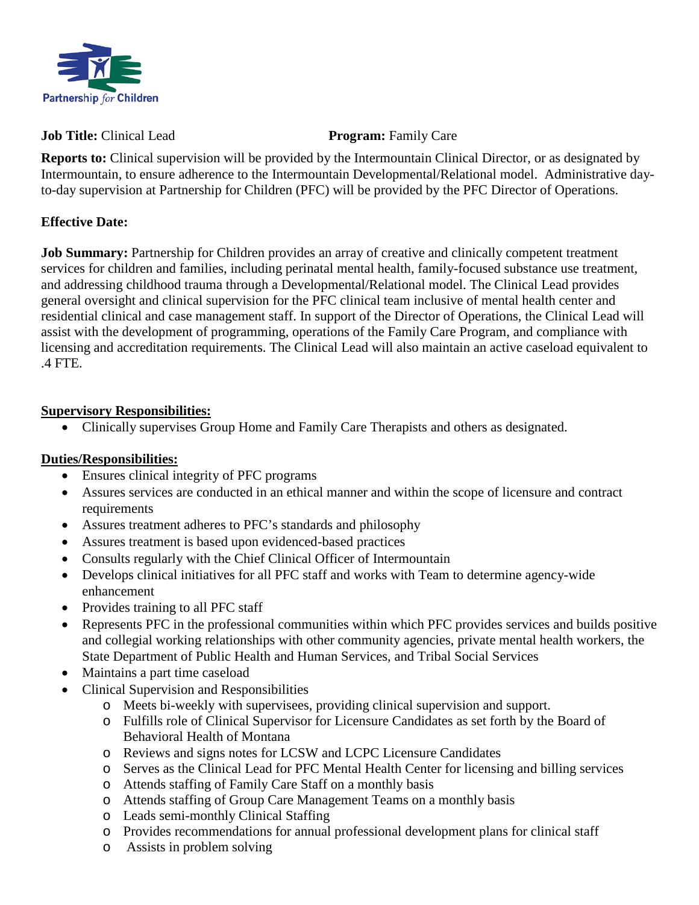Partnership for Children

**Job Title:** Clinical Lead **Program:** Family Care

**Reports to:** Clinical supervision will be provided by the Intermountain Clinical Director, or as designated by Intermountain, to ensure adherence to the Intermountain Developmental/Relational model. Administrative day-to-day supervision at Partnership for Children (PFC) will be provided by the PFC Director of Operations.

**Effective Date:**

**Job Summary:** Partnership for Children provides an array of creative and clinically competent treatment services for children and families, including perinatal mental health, family-focused substance use treatment, and addressing childhood trauma through a Developmental/Relational model. The Clinical Lead provides general oversight and clinical supervision for the PFC clinical team inclusive of mental health center and residential clinical and case management staff. In support of the Director of Operations, the Clinical Lead will assist with the development of programming, operations of the Family Care Program, and compliance with licensing and accreditation requirements. The Clinical Lead will also maintain an active caseload equivalent to .4 FTE.

**Supervisory Responsibilities:**

- Clinically supervises Group Home and Family Care Therapists and others as designated.

**Duties/Responsibilities:**

- Ensures clinical integrity of PFC programs
- Assures services are conducted in an ethical manner and within the scope of licensure and contract requirements
- Assures treatment adheres to PFC's standards and philosophy
- Assures treatment is based upon evidenced-based practices
- Consults regularly with the Chief Clinical Officer of Intermountain
- Develops clinical initiatives for all PFC staff and works with Team to determine agency-wide enhancement
- Provides training to all PFC staff
- Represents PFC in the professional communities within which PFC provides services and builds positive and collegial working relationships with other community agencies, private mental health workers, the State Department of Public Health and Human Services, and Tribal Social Services
- Maintains a part time caseload
- Clinical Supervision and Responsibilities
  - Meets bi-weekly with supervisees, providing clinical supervision and support.
  - Fulfills role of Clinical Supervisor for Licensure Candidates as set forth by the Board of Behavioral Health of Montana
  - Reviews and signs notes for LCSW and LCPC Licensure Candidates
  - Serves as the Clinical Lead for PFC Mental Health Center for licensing and billing services
  - Attends staffing of Family Care Staff on a monthly basis
  - Attends staffing of Group Care Management Teams on a monthly basis
  - Leads semi-monthly Clinical Staffing
  - Provides recommendations for annual professional development plans for clinical staff
  - Assists in problem solving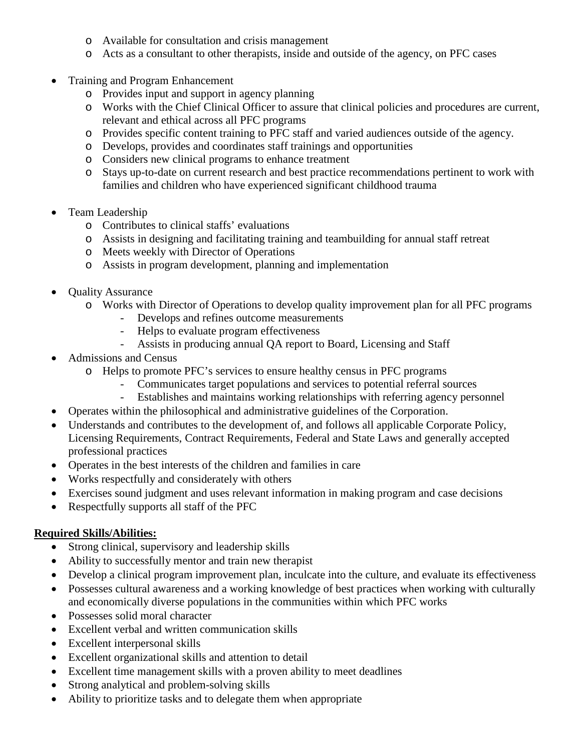- Available for consultation and crisis management
  - Acts as a consultant to other therapists, inside and outside of the agency, on PFC cases

- Training and Program Enhancement
  - Provides input and support in agency planning
  - Works with the Chief Clinical Officer to assure that clinical policies and procedures are current, relevant and ethical across all PFC programs
  - Provides specific content training to PFC staff and varied audiences outside of the agency.
  - Develops, provides and coordinates staff trainings and opportunities
  - Considers new clinical programs to enhance treatment
  - Stays up-to-date on current research and best practice recommendations pertinent to work with families and children who have experienced significant childhood trauma

- Team Leadership
  - Contributes to clinical staffs' evaluations
  - Assists in designing and facilitating training and teambuilding for annual staff retreat
  - Meets weekly with Director of Operations
  - Assists in program development, planning and implementation

- Quality Assurance
  - Works with Director of Operations to develop quality improvement plan for all PFC programs
    - Develops and refines outcome measurements
    - Helps to evaluate program effectiveness
    - Assists in producing annual QA report to Board, Licensing and Staff
- Admissions and Census
  - Helps to promote PFC's services to ensure healthy census in PFC programs
    - Communicates target populations and services to potential referral sources
    - Establishes and maintains working relationships with referring agency personnel
- Operates within the philosophical and administrative guidelines of the Corporation.
- Understands and contributes to the development of, and follows all applicable Corporate Policy, Licensing Requirements, Contract Requirements, Federal and State Laws and generally accepted professional practices
- Operates in the best interests of the children and families in care
- Works respectfully and considerately with others
- Exercises sound judgment and uses relevant information in making program and case decisions
- Respectfully supports all staff of the PFC

**Required Skills/Abilities:**

- Strong clinical, supervisory and leadership skills
- Ability to successfully mentor and train new therapist
- Develop a clinical program improvement plan, inculcate into the culture, and evaluate its effectiveness
- Possesses cultural awareness and a working knowledge of best practices when working with culturally and economically diverse populations in the communities within which PFC works
- Possesses solid moral character
- Excellent verbal and written communication skills
- Excellent interpersonal skills
- Excellent organizational skills and attention to detail
- Excellent time management skills with a proven ability to meet deadlines
- Strong analytical and problem-solving skills
- Ability to prioritize tasks and to delegate them when appropriate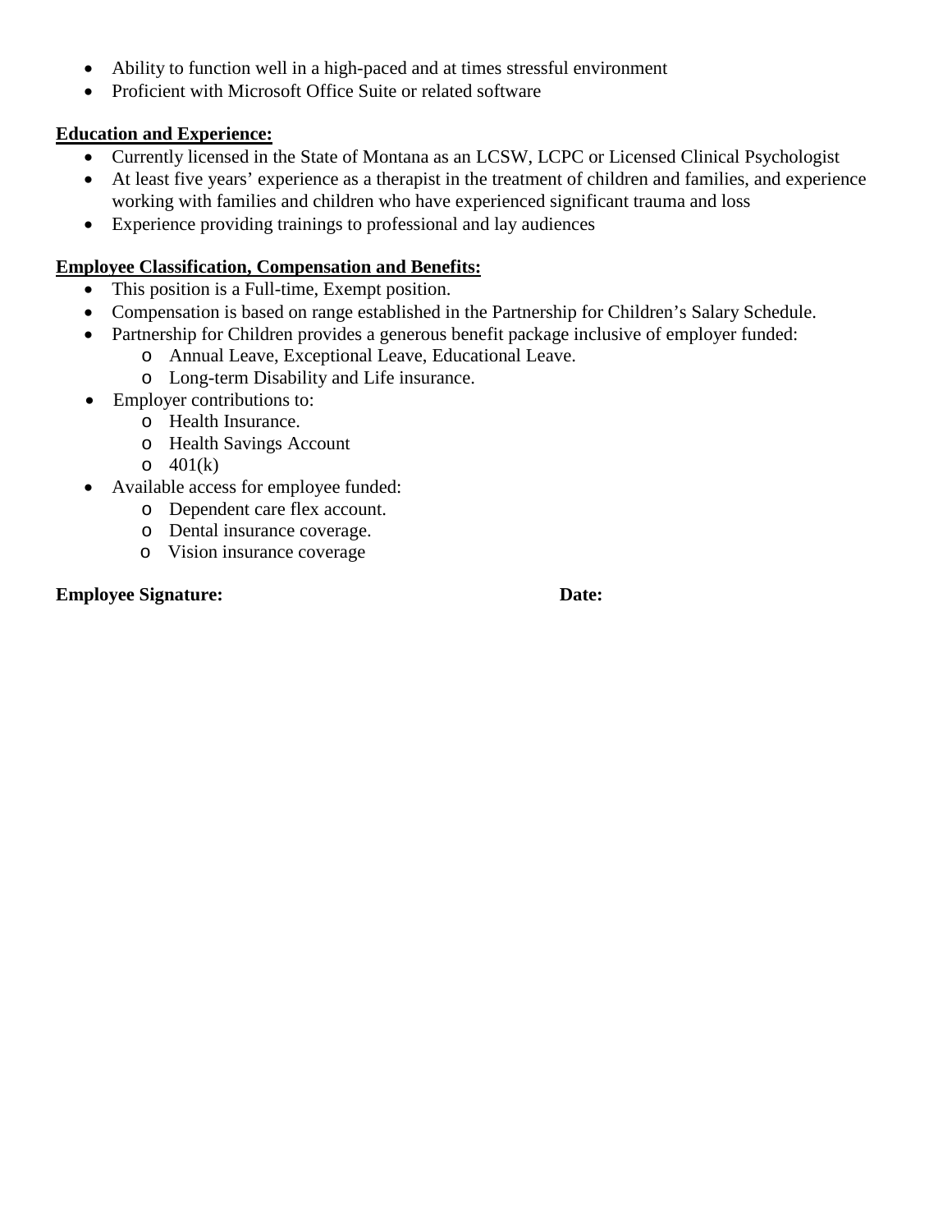- Ability to function well in a high-paced and at times stressful environment
- Proficient with Microsoft Office Suite or related software

**Education and Experience:**

- Currently licensed in the State of Montana as an LCSW, LCPC or Licensed Clinical Psychologist
- At least five years' experience as a therapist in the treatment of children and families, and experience working with families and children who have experienced significant trauma and loss
- Experience providing trainings to professional and lay audiences

**Employee Classification, Compensation and Benefits:**

- This position is a Full-time, Exempt position.
- Compensation is based on range established in the Partnership for Children's Salary Schedule.
- Partnership for Children provides a generous benefit package inclusive of employer funded:
  - Annual Leave, Exceptional Leave, Educational Leave.
  - Long-term Disability and Life insurance.
- Employer contributions to:
  - Health Insurance.
  - Health Savings Account
  - 401(k)
- Available access for employee funded:
  - Dependent care flex account.
  - Dental insurance coverage.
  - Vision insurance coverage

**Employee Signature:** **Date:**